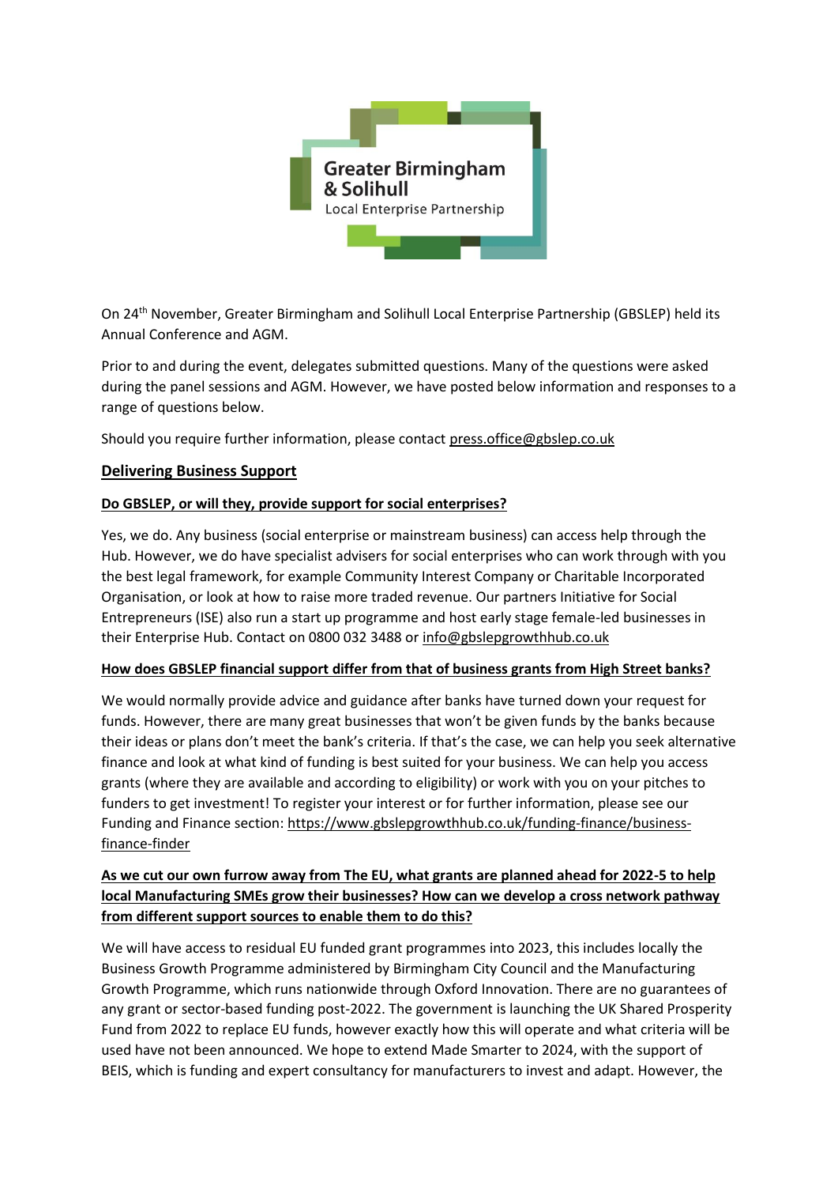Greater Birmingham & Solihull Local Enterprise Partnership

On 24th November, Greater Birmingham and Solihull Local Enterprise Partnership (GBSLEP) held its Annual Conference and AGM.

Prior to and during the event, delegates submitted questions. Many of the questions were asked during the panel sessions and AGM. However, we have posted below information and responses to a range of questions below.

Should you require further information, please contact press.office@gbslep.co.uk

## Delivering Business Support

### Do GBSLEP, or will they, provide support for social enterprises?

Yes, we do. Any business (social enterprise or mainstream business) can access help through the Hub. However, we do have specialist advisers for social enterprises who can work through with you the best legal framework, for example Community Interest Company or Charitable Incorporated Organisation, or look at how to raise more traded revenue. Our partners Initiative for Social Entrepreneurs (ISE) also run a start up programme and host early stage female-led businesses in their Enterprise Hub. Contact on 0800 032 3488 or info@gbslepgrowthhub.co.uk

### How does GBSLEP financial support differ from that of business grants from High Street banks?

We would normally provide advice and guidance after banks have turned down your request for funds. However, there are many great businesses that won't be given funds by the banks because their ideas or plans don't meet the bank's criteria. If that's the case, we can help you seek alternative finance and look at what kind of funding is best suited for your business. We can help you access grants (where they are available and according to eligibility) or work with you on your pitches to funders to get investment! To register your interest or for further information, please see our Funding and Finance section: https://www.gbslepgrowthhub.co.uk/funding-finance/business-finance-finder

### As we cut our own furrow away from The EU, what grants are planned ahead for 2022-5 to help local Manufacturing SMEs grow their businesses? How can we develop a cross network pathway from different support sources to enable them to do this?

We will have access to residual EU funded grant programmes into 2023, this includes locally the Business Growth Programme administered by Birmingham City Council and the Manufacturing Growth Programme, which runs nationwide through Oxford Innovation. There are no guarantees of any grant or sector-based funding post-2022. The government is launching the UK Shared Prosperity Fund from 2022 to replace EU funds, however exactly how this will operate and what criteria will be used have not been announced. We hope to extend Made Smarter to 2024, with the support of BEIS, which is funding and expert consultancy for manufacturers to invest and adapt. However, the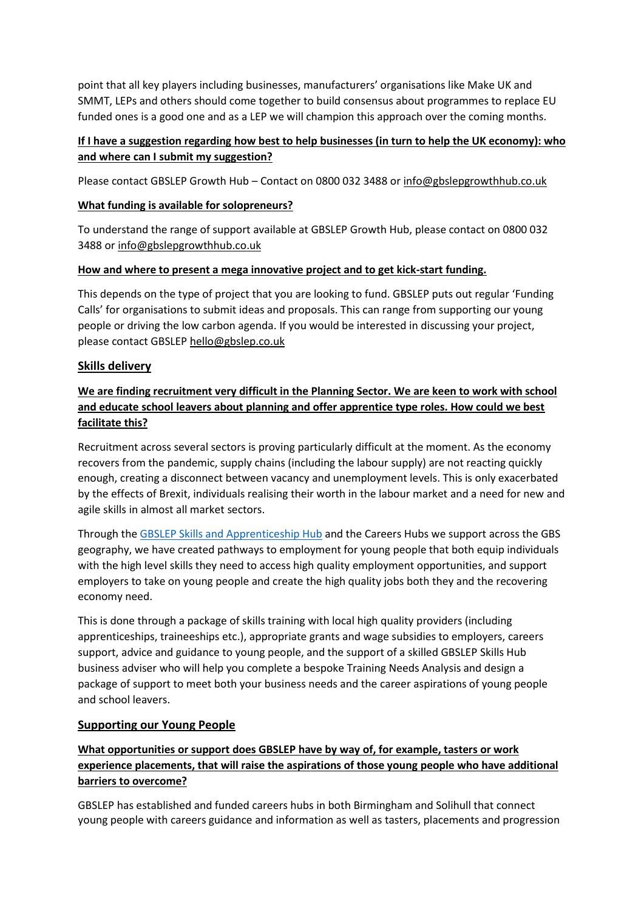point that all key players including businesses, manufacturers' organisations like Make UK and SMMT, LEPs and others should come together to build consensus about programmes to replace EU funded ones is a good one and as a LEP we will champion this approach over the coming months.

**If I have a suggestion regarding how best to help businesses (in turn to help the UK economy): who and where can I submit my suggestion?**

Please contact GBSLEP Growth Hub – Contact on 0800 032 3488 or info@gbslepgrowthhub.co.uk

**What funding is available for solopreneurs?**

To understand the range of support available at GBSLEP Growth Hub, please contact on 0800 032 3488 or info@gbslepgrowthhub.co.uk

**How and where to present a mega innovative project and to get kick-start funding.**

This depends on the type of project that you are looking to fund. GBSLEP puts out regular 'Funding Calls' for organisations to submit ideas and proposals. This can range from supporting our young people or driving the low carbon agenda. If you would be interested in discussing your project, please contact GBSLEP hello@gbslep.co.uk

## Skills delivery

**We are finding recruitment very difficult in the Planning Sector. We are keen to work with school and educate school leavers about planning and offer apprentice type roles. How could we best facilitate this?**

Recruitment across several sectors is proving particularly difficult at the moment. As the economy recovers from the pandemic, supply chains (including the labour supply) are not reacting quickly enough, creating a disconnect between vacancy and unemployment levels. This is only exacerbated by the effects of Brexit, individuals realising their worth in the labour market and a need for new and agile skills in almost all market sectors.

Through the GBSLEP Skills and Apprenticeship Hub and the Careers Hubs we support across the GBS geography, we have created pathways to employment for young people that both equip individuals with the high level skills they need to access high quality employment opportunities, and support employers to take on young people and create the high quality jobs both they and the recovering economy need.

This is done through a package of skills training with local high quality providers (including apprenticeships, traineeships etc.), appropriate grants and wage subsidies to employers, careers support, advice and guidance to young people, and the support of a skilled GBSLEP Skills Hub business adviser who will help you complete a bespoke Training Needs Analysis and design a package of support to meet both your business needs and the career aspirations of young people and school leavers.

## Supporting our Young People

**What opportunities or support does GBSLEP have by way of, for example, tasters or work experience placements, that will raise the aspirations of those young people who have additional barriers to overcome?**

GBSLEP has established and funded careers hubs in both Birmingham and Solihull that connect young people with careers guidance and information as well as tasters, placements and progression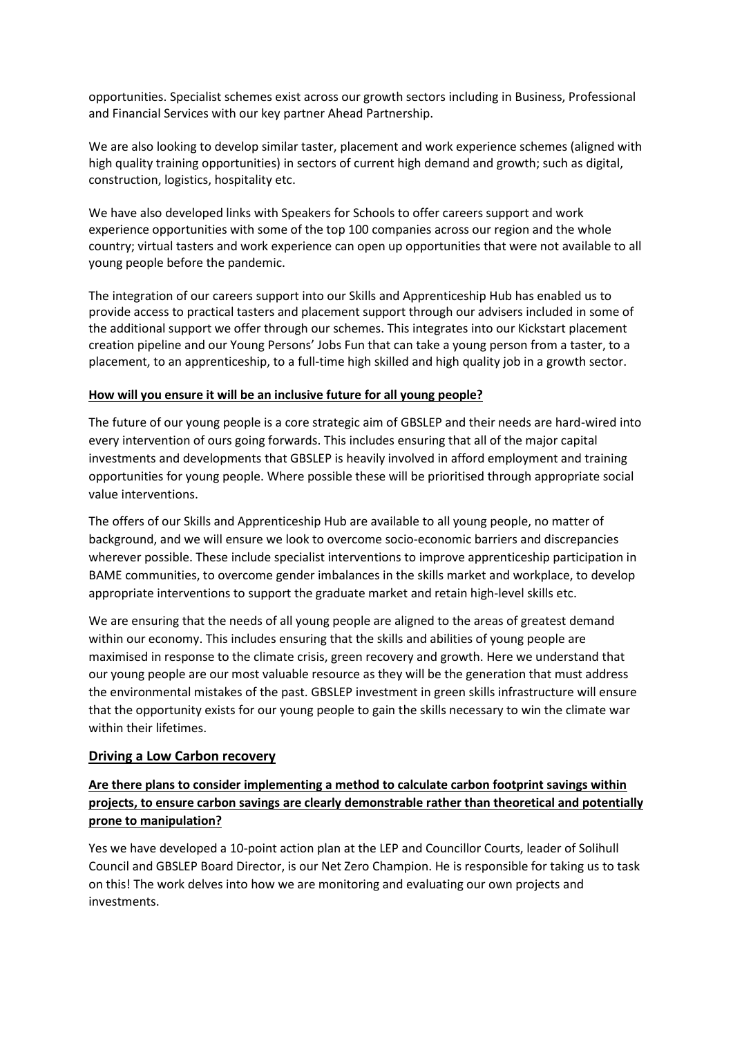opportunities. Specialist schemes exist across our growth sectors including in Business, Professional and Financial Services with our key partner Ahead Partnership.

We are also looking to develop similar taster, placement and work experience schemes (aligned with high quality training opportunities) in sectors of current high demand and growth; such as digital, construction, logistics, hospitality etc.

We have also developed links with Speakers for Schools to offer careers support and work experience opportunities with some of the top 100 companies across our region and the whole country; virtual tasters and work experience can open up opportunities that were not available to all young people before the pandemic.

The integration of our careers support into our Skills and Apprenticeship Hub has enabled us to provide access to practical tasters and placement support through our advisers included in some of the additional support we offer through our schemes. This integrates into our Kickstart placement creation pipeline and our Young Persons' Jobs Fun that can take a young person from a taster, to a placement, to an apprenticeship, to a full-time high skilled and high quality job in a growth sector.

**How will you ensure it will be an inclusive future for all young people?**

The future of our young people is a core strategic aim of GBSLEP and their needs are hard-wired into every intervention of ours going forwards. This includes ensuring that all of the major capital investments and developments that GBSLEP is heavily involved in afford employment and training opportunities for young people. Where possible these will be prioritised through appropriate social value interventions.

The offers of our Skills and Apprenticeship Hub are available to all young people, no matter of background, and we will ensure we look to overcome socio-economic barriers and discrepancies wherever possible. These include specialist interventions to improve apprenticeship participation in BAME communities, to overcome gender imbalances in the skills market and workplace, to develop appropriate interventions to support the graduate market and retain high-level skills etc.

We are ensuring that the needs of all young people are aligned to the areas of greatest demand within our economy. This includes ensuring that the skills and abilities of young people are maximised in response to the climate crisis, green recovery and growth. Here we understand that our young people are our most valuable resource as they will be the generation that must address the environmental mistakes of the past. GBSLEP investment in green skills infrastructure will ensure that the opportunity exists for our young people to gain the skills necessary to win the climate war within their lifetimes.

## Driving a Low Carbon recovery

**Are there plans to consider implementing a method to calculate carbon footprint savings within projects, to ensure carbon savings are clearly demonstrable rather than theoretical and potentially prone to manipulation?**

Yes we have developed a 10-point action plan at the LEP and Councillor Courts, leader of Solihull Council and GBSLEP Board Director, is our Net Zero Champion. He is responsible for taking us to task on this! The work delves into how we are monitoring and evaluating our own projects and investments.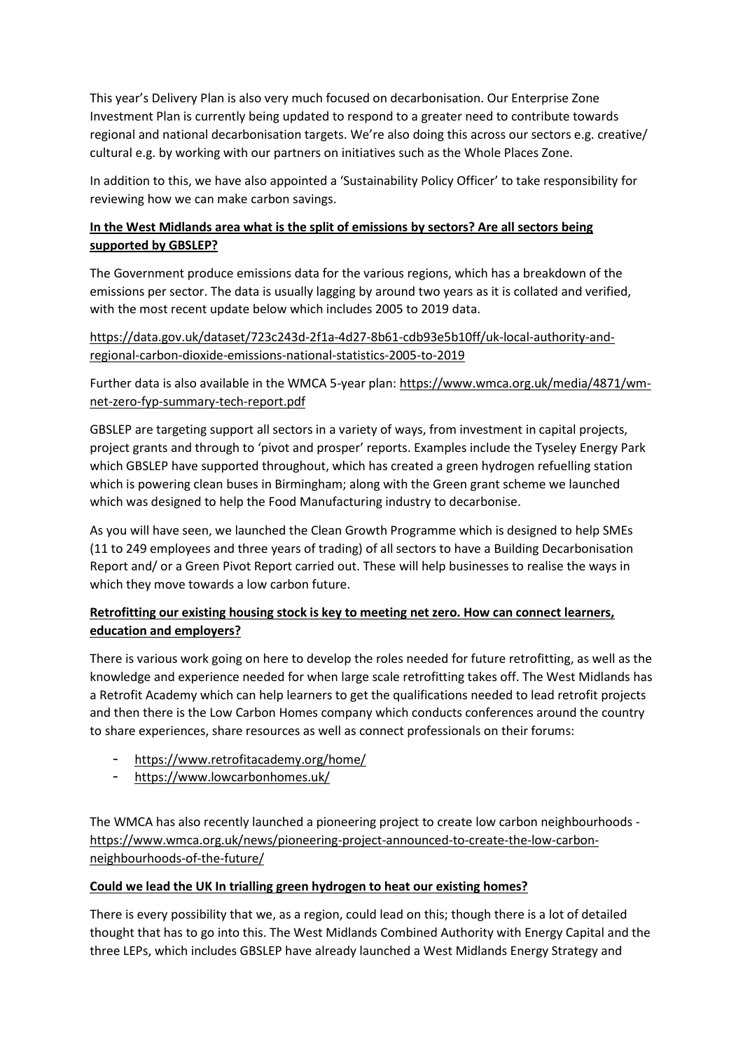This year's Delivery Plan is also very much focused on decarbonisation. Our Enterprise Zone Investment Plan is currently being updated to respond to a greater need to contribute towards regional and national decarbonisation targets. We're also doing this across our sectors e.g. creative/ cultural e.g. by working with our partners on initiatives such as the Whole Places Zone.

In addition to this, we have also appointed a 'Sustainability Policy Officer' to take responsibility for reviewing how we can make carbon savings.

**In the West Midlands area what is the split of emissions by sectors? Are all sectors being supported by GBSLEP?**

The Government produce emissions data for the various regions, which has a breakdown of the emissions per sector. The data is usually lagging by around two years as it is collated and verified, with the most recent update below which includes 2005 to 2019 data.

https://data.gov.uk/dataset/723c243d-2f1a-4d27-8b61-cdb93e5b10ff/uk-local-authority-and-regional-carbon-dioxide-emissions-national-statistics-2005-to-2019

Further data is also available in the WMCA 5-year plan: https://www.wmca.org.uk/media/4871/wm-net-zero-fyp-summary-tech-report.pdf

GBSLEP are targeting support all sectors in a variety of ways, from investment in capital projects, project grants and through to 'pivot and prosper' reports. Examples include the Tyseley Energy Park which GBSLEP have supported throughout, which has created a green hydrogen refuelling station which is powering clean buses in Birmingham; along with the Green grant scheme we launched which was designed to help the Food Manufacturing industry to decarbonise.

As you will have seen, we launched the Clean Growth Programme which is designed to help SMEs (11 to 249 employees and three years of trading) of all sectors to have a Building Decarbonisation Report and/ or a Green Pivot Report carried out. These will help businesses to realise the ways in which they move towards a low carbon future.

**Retrofitting our existing housing stock is key to meeting net zero. How can connect learners, education and employers?**

There is various work going on here to develop the roles needed for future retrofitting, as well as the knowledge and experience needed for when large scale retrofitting takes off. The West Midlands has a Retrofit Academy which can help learners to get the qualifications needed to lead retrofit projects and then there is the Low Carbon Homes company which conducts conferences around the country to share experiences, share resources as well as connect professionals on their forums:

- https://www.retrofitacademy.org/home/
- https://www.lowcarbonhomes.uk/

The WMCA has also recently launched a pioneering project to create low carbon neighbourhoods - https://www.wmca.org.uk/news/pioneering-project-announced-to-create-the-low-carbon-neighbourhoods-of-the-future/

**Could we lead the UK In trialling green hydrogen to heat our existing homes?**

There is every possibility that we, as a region, could lead on this; though there is a lot of detailed thought that has to go into this. The West Midlands Combined Authority with Energy Capital and the three LEPs, which includes GBSLEP have already launched a West Midlands Energy Strategy and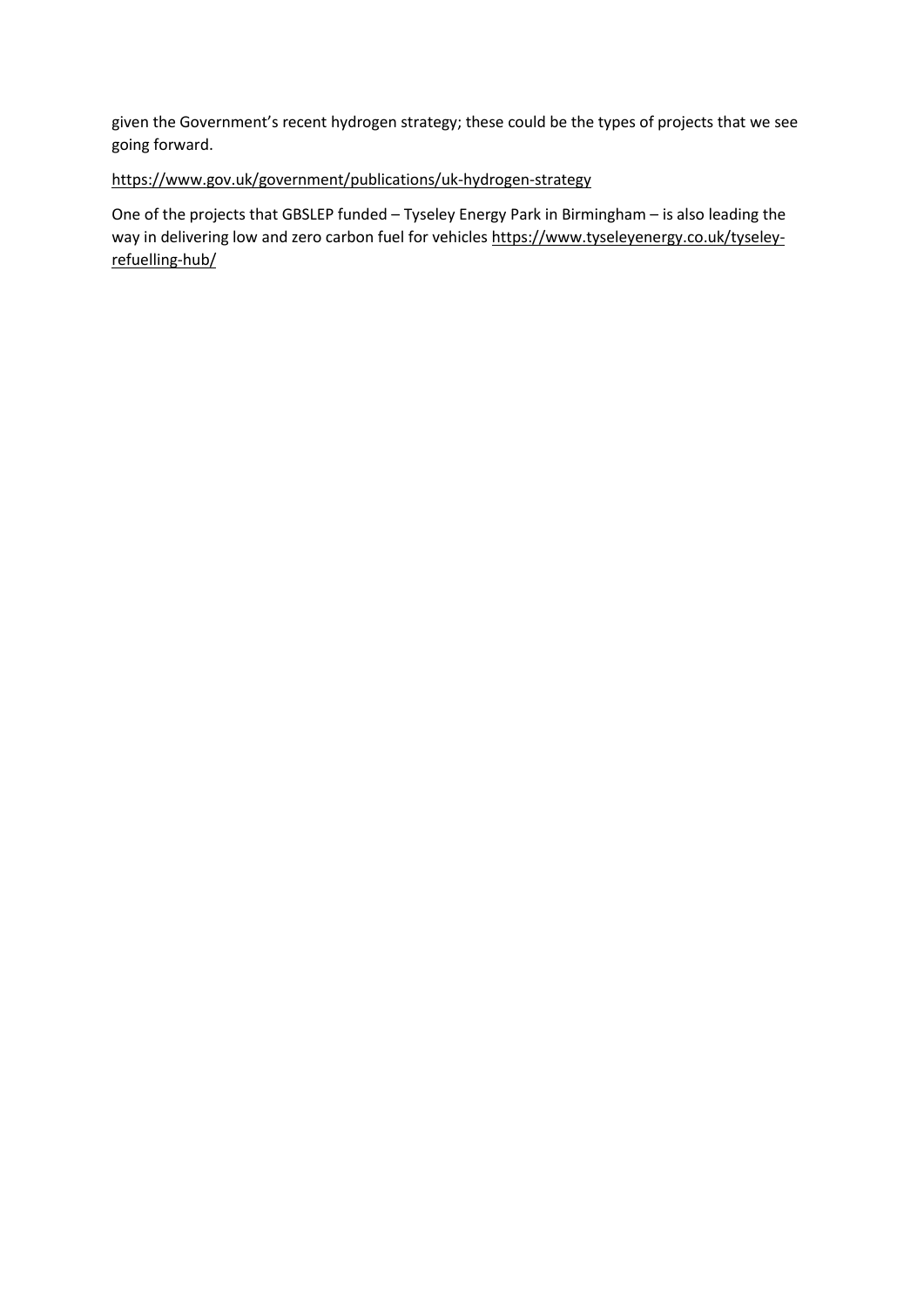given the Government's recent hydrogen strategy; these could be the types of projects that we see going forward.

https://www.gov.uk/government/publications/uk-hydrogen-strategy

One of the projects that GBSLEP funded – Tyseley Energy Park in Birmingham – is also leading the way in delivering low and zero carbon fuel for vehicles https://www.tyseleyenergy.co.uk/tyseley-refuelling-hub/